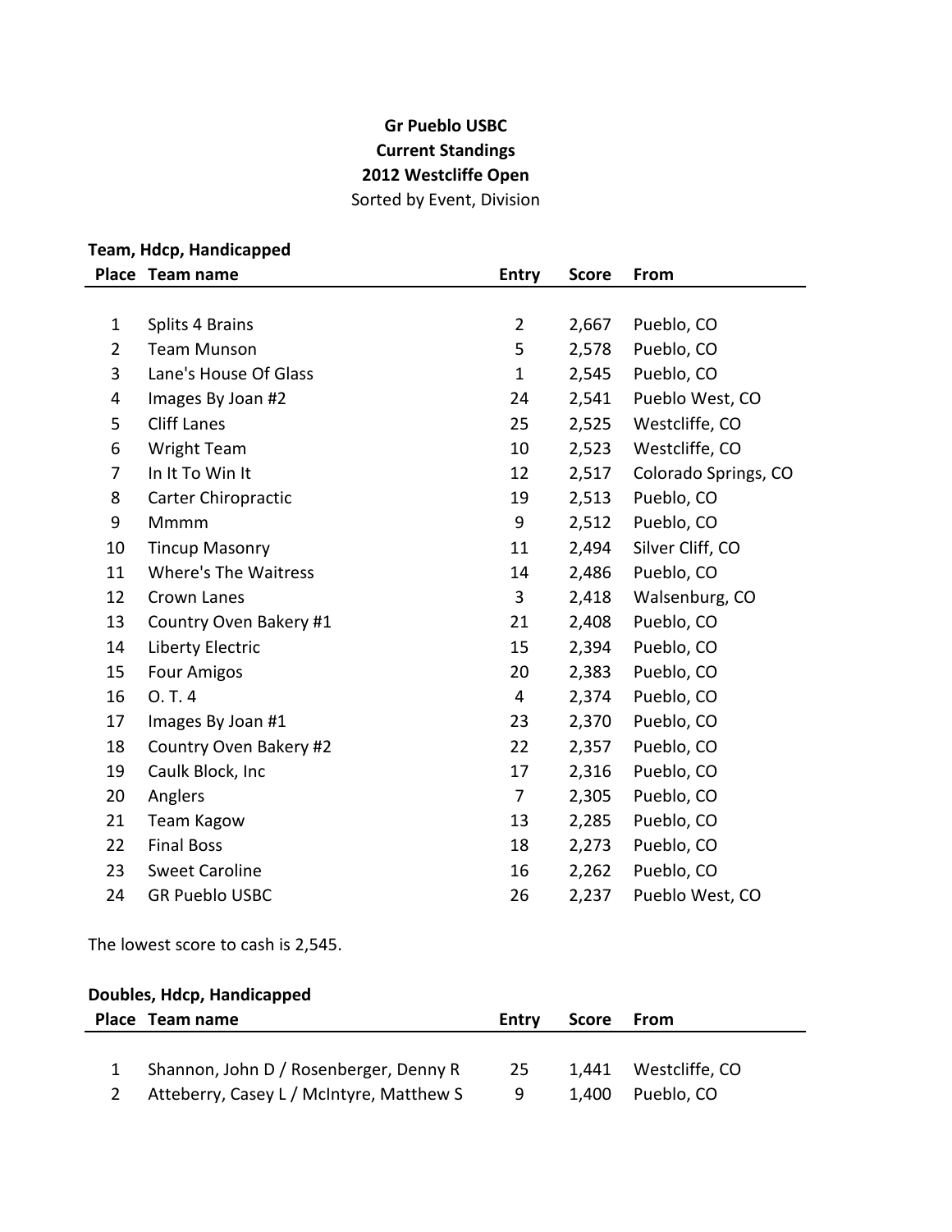**Gr Pueblo USBC**
**Current Standings**
**2012 Westcliffe Open**
Sorted by Event, Division

**Team, Hdcp, Handicapped**

| Place | Team name | Entry | Score | From |
|---|---|---|---|---|
| 1 | Splits 4 Brains | 2 | 2,667 | Pueblo, CO |
| 2 | Team Munson | 5 | 2,578 | Pueblo, CO |
| 3 | Lane's House Of Glass | 1 | 2,545 | Pueblo, CO |
| 4 | Images By Joan #2 | 24 | 2,541 | Pueblo West, CO |
| 5 | Cliff Lanes | 25 | 2,525 | Westcliffe, CO |
| 6 | Wright Team | 10 | 2,523 | Westcliffe, CO |
| 7 | In It To Win It | 12 | 2,517 | Colorado Springs, CO |
| 8 | Carter Chiropractic | 19 | 2,513 | Pueblo, CO |
| 9 | Mmmm | 9 | 2,512 | Pueblo, CO |
| 10 | Tincup Masonry | 11 | 2,494 | Silver Cliff, CO |
| 11 | Where's The Waitress | 14 | 2,486 | Pueblo, CO |
| 12 | Crown Lanes | 3 | 2,418 | Walsenburg, CO |
| 13 | Country Oven Bakery #1 | 21 | 2,408 | Pueblo, CO |
| 14 | Liberty Electric | 15 | 2,394 | Pueblo, CO |
| 15 | Four Amigos | 20 | 2,383 | Pueblo, CO |
| 16 | O. T. 4 | 4 | 2,374 | Pueblo, CO |
| 17 | Images By Joan #1 | 23 | 2,370 | Pueblo, CO |
| 18 | Country Oven Bakery #2 | 22 | 2,357 | Pueblo, CO |
| 19 | Caulk Block, Inc | 17 | 2,316 | Pueblo, CO |
| 20 | Anglers | 7 | 2,305 | Pueblo, CO |
| 21 | Team Kagow | 13 | 2,285 | Pueblo, CO |
| 22 | Final Boss | 18 | 2,273 | Pueblo, CO |
| 23 | Sweet Caroline | 16 | 2,262 | Pueblo, CO |
| 24 | GR Pueblo USBC | 26 | 2,237 | Pueblo West, CO |

The lowest score to cash is 2,545.

**Doubles, Hdcp, Handicapped**

| Place | Team name | Entry | Score | From |
|---|---|---|---|---|
| 1 | Shannon, John D / Rosenberger, Denny R | 25 | 1,441 | Westcliffe, CO |
| 2 | Atteberry, Casey L / McIntyre, Matthew S | 9 | 1,400 | Pueblo, CO |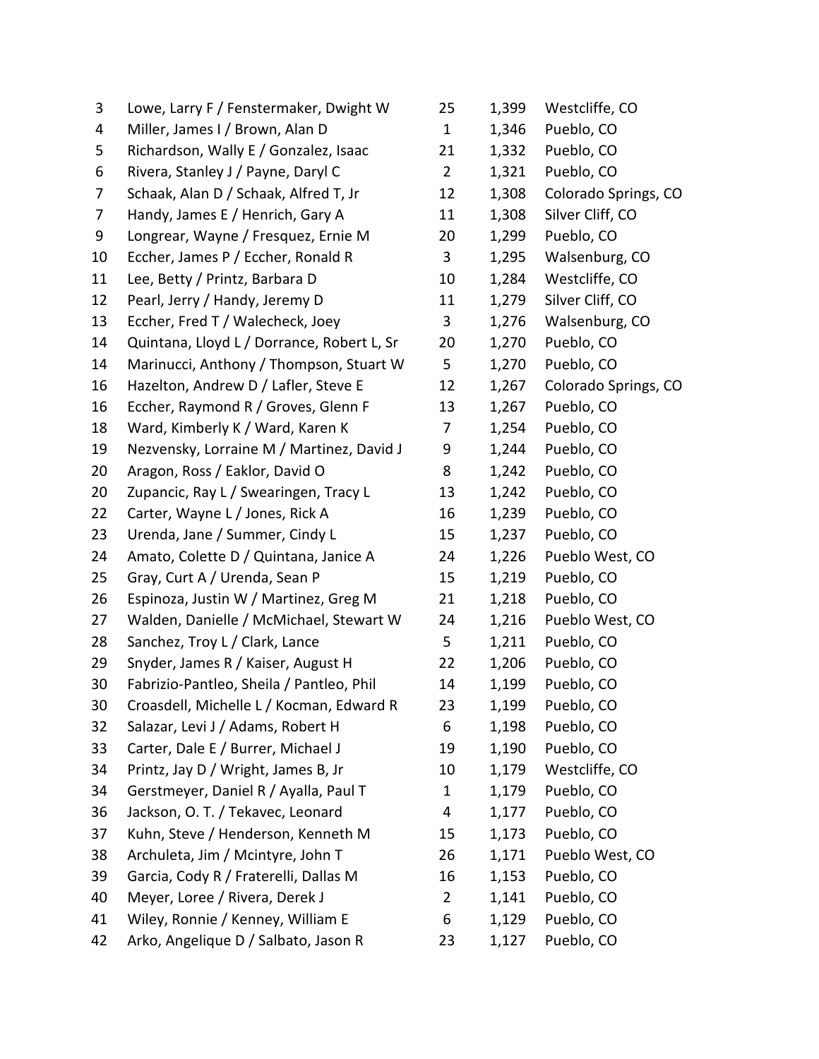| | | | | |
|---|---|---|---|---|
| 3 | Lowe, Larry F / Fenstermaker, Dwight W | 25 | 1,399 | Westcliffe, CO |
| 4 | Miller, James I / Brown, Alan D | 1 | 1,346 | Pueblo, CO |
| 5 | Richardson, Wally E / Gonzalez, Isaac | 21 | 1,332 | Pueblo, CO |
| 6 | Rivera, Stanley J / Payne, Daryl C | 2 | 1,321 | Pueblo, CO |
| 7 | Schaak, Alan D / Schaak, Alfred T, Jr | 12 | 1,308 | Colorado Springs, CO |
| 7 | Handy, James E / Henrich, Gary A | 11 | 1,308 | Silver Cliff, CO |
| 9 | Longrear, Wayne / Fresquez, Ernie M | 20 | 1,299 | Pueblo, CO |
| 10 | Eccher, James P / Eccher, Ronald R | 3 | 1,295 | Walsenburg, CO |
| 11 | Lee, Betty / Printz, Barbara D | 10 | 1,284 | Westcliffe, CO |
| 12 | Pearl, Jerry / Handy, Jeremy D | 11 | 1,279 | Silver Cliff, CO |
| 13 | Eccher, Fred T / Walecheck, Joey | 3 | 1,276 | Walsenburg, CO |
| 14 | Quintana, Lloyd L / Dorrance, Robert L, Sr | 20 | 1,270 | Pueblo, CO |
| 14 | Marinucci, Anthony / Thompson, Stuart W | 5 | 1,270 | Pueblo, CO |
| 16 | Hazelton, Andrew D / Lafler, Steve E | 12 | 1,267 | Colorado Springs, CO |
| 16 | Eccher, Raymond R / Groves, Glenn F | 13 | 1,267 | Pueblo, CO |
| 18 | Ward, Kimberly K / Ward, Karen K | 7 | 1,254 | Pueblo, CO |
| 19 | Nezvensky, Lorraine M / Martinez, David J | 9 | 1,244 | Pueblo, CO |
| 20 | Aragon, Ross / Eaklor, David O | 8 | 1,242 | Pueblo, CO |
| 20 | Zupancic, Ray L / Swearingen, Tracy L | 13 | 1,242 | Pueblo, CO |
| 22 | Carter, Wayne L / Jones, Rick A | 16 | 1,239 | Pueblo, CO |
| 23 | Urenda, Jane / Summer, Cindy L | 15 | 1,237 | Pueblo, CO |
| 24 | Amato, Colette D / Quintana, Janice A | 24 | 1,226 | Pueblo West, CO |
| 25 | Gray, Curt A / Urenda, Sean P | 15 | 1,219 | Pueblo, CO |
| 26 | Espinoza, Justin W / Martinez, Greg M | 21 | 1,218 | Pueblo, CO |
| 27 | Walden, Danielle / McMichael, Stewart W | 24 | 1,216 | Pueblo West, CO |
| 28 | Sanchez, Troy L / Clark, Lance | 5 | 1,211 | Pueblo, CO |
| 29 | Snyder, James R / Kaiser, August H | 22 | 1,206 | Pueblo, CO |
| 30 | Fabrizio-Pantleo, Sheila / Pantleo, Phil | 14 | 1,199 | Pueblo, CO |
| 30 | Croasdell, Michelle L / Kocman, Edward R | 23 | 1,199 | Pueblo, CO |
| 32 | Salazar, Levi J / Adams, Robert H | 6 | 1,198 | Pueblo, CO |
| 33 | Carter, Dale E / Burrer, Michael J | 19 | 1,190 | Pueblo, CO |
| 34 | Printz, Jay D / Wright, James B, Jr | 10 | 1,179 | Westcliffe, CO |
| 34 | Gerstmeyer, Daniel R / Ayalla, Paul T | 1 | 1,179 | Pueblo, CO |
| 36 | Jackson, O. T. / Tekavec, Leonard | 4 | 1,177 | Pueblo, CO |
| 37 | Kuhn, Steve / Henderson, Kenneth M | 15 | 1,173 | Pueblo, CO |
| 38 | Archuleta, Jim / Mcintyre, John T | 26 | 1,171 | Pueblo West, CO |
| 39 | Garcia, Cody R / Fraterelli, Dallas M | 16 | 1,153 | Pueblo, CO |
| 40 | Meyer, Loree / Rivera, Derek J | 2 | 1,141 | Pueblo, CO |
| 41 | Wiley, Ronnie / Kenney, William E | 6 | 1,129 | Pueblo, CO |
| 42 | Arko, Angelique D / Salbato, Jason R | 23 | 1,127 | Pueblo, CO |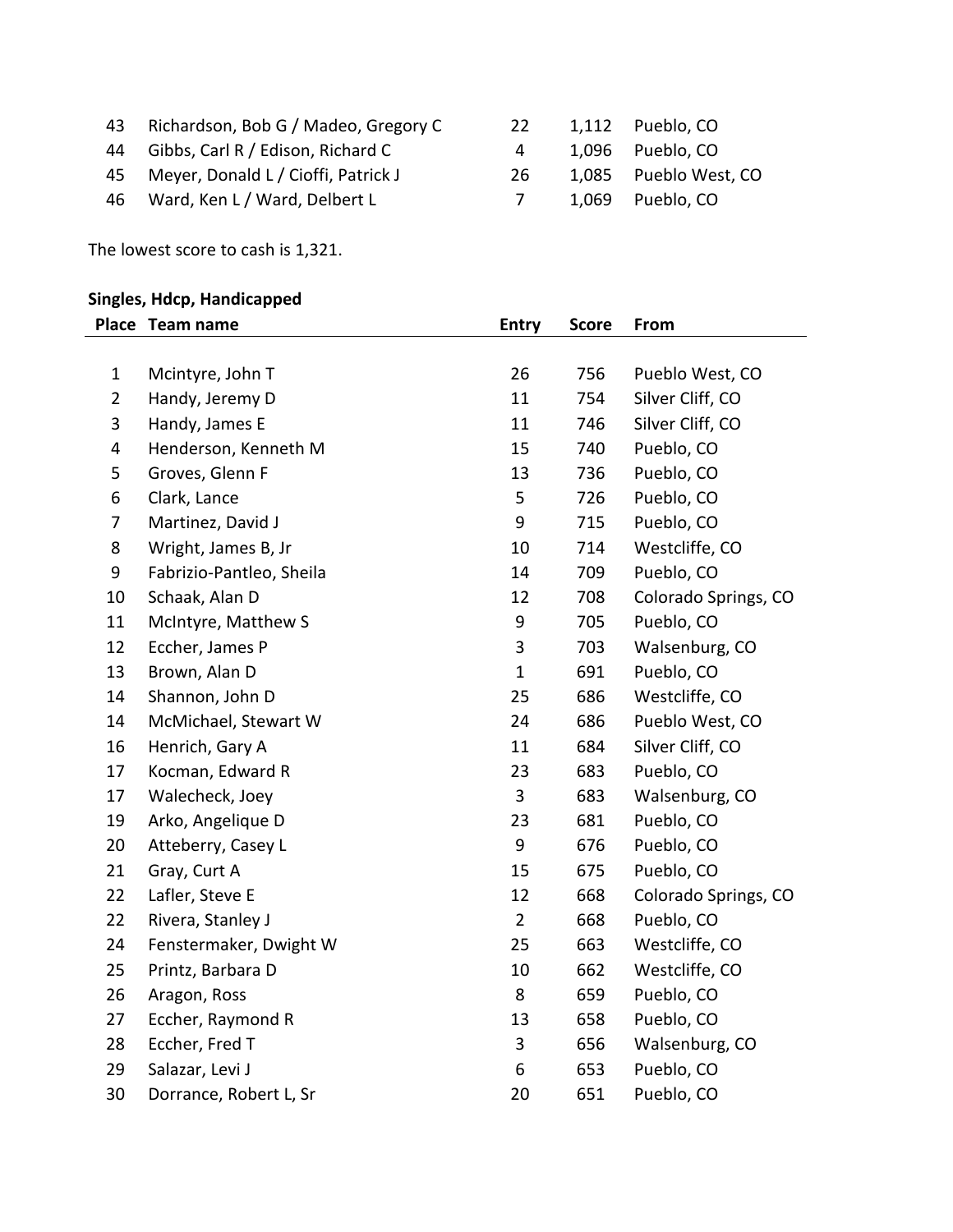| Place | Team name | Entry | Score | From |
|---|---|---|---|---|
| 43 | Richardson, Bob G / Madeo, Gregory C | 22 | 1,112 | Pueblo, CO |
| 44 | Gibbs, Carl R / Edison, Richard C | 4 | 1,096 | Pueblo, CO |
| 45 | Meyer, Donald L / Cioffi, Patrick J | 26 | 1,085 | Pueblo West, CO |
| 46 | Ward, Ken L / Ward, Delbert L | 7 | 1,069 | Pueblo, CO |

The lowest score to cash is 1,321.

**Singles, Hdcp, Handicapped**

| Place | Team name | Entry | Score | From |
|---|---|---|---|---|
| 1 | Mcintyre, John T | 26 | 756 | Pueblo West, CO |
| 2 | Handy, Jeremy D | 11 | 754 | Silver Cliff, CO |
| 3 | Handy, James E | 11 | 746 | Silver Cliff, CO |
| 4 | Henderson, Kenneth M | 15 | 740 | Pueblo, CO |
| 5 | Groves, Glenn F | 13 | 736 | Pueblo, CO |
| 6 | Clark, Lance | 5 | 726 | Pueblo, CO |
| 7 | Martinez, David J | 9 | 715 | Pueblo, CO |
| 8 | Wright, James B, Jr | 10 | 714 | Westcliffe, CO |
| 9 | Fabrizio-Pantleo, Sheila | 14 | 709 | Pueblo, CO |
| 10 | Schaak, Alan D | 12 | 708 | Colorado Springs, CO |
| 11 | McIntyre, Matthew S | 9 | 705 | Pueblo, CO |
| 12 | Eccher, James P | 3 | 703 | Walsenburg, CO |
| 13 | Brown, Alan D | 1 | 691 | Pueblo, CO |
| 14 | Shannon, John D | 25 | 686 | Westcliffe, CO |
| 14 | McMichael, Stewart W | 24 | 686 | Pueblo West, CO |
| 16 | Henrich, Gary A | 11 | 684 | Silver Cliff, CO |
| 17 | Kocman, Edward R | 23 | 683 | Pueblo, CO |
| 17 | Walecheck, Joey | 3 | 683 | Walsenburg, CO |
| 19 | Arko, Angelique D | 23 | 681 | Pueblo, CO |
| 20 | Atteberry, Casey L | 9 | 676 | Pueblo, CO |
| 21 | Gray, Curt A | 15 | 675 | Pueblo, CO |
| 22 | Lafler, Steve E | 12 | 668 | Colorado Springs, CO |
| 22 | Rivera, Stanley J | 2 | 668 | Pueblo, CO |
| 24 | Fenstermaker, Dwight W | 25 | 663 | Westcliffe, CO |
| 25 | Printz, Barbara D | 10 | 662 | Westcliffe, CO |
| 26 | Aragon, Ross | 8 | 659 | Pueblo, CO |
| 27 | Eccher, Raymond R | 13 | 658 | Pueblo, CO |
| 28 | Eccher, Fred T | 3 | 656 | Walsenburg, CO |
| 29 | Salazar, Levi J | 6 | 653 | Pueblo, CO |
| 30 | Dorrance, Robert L, Sr | 20 | 651 | Pueblo, CO |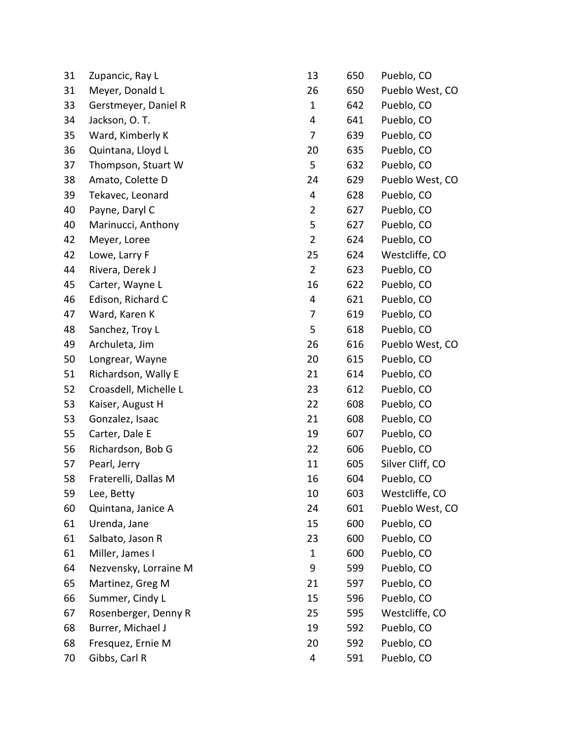| | | | | |
|---|---|---|---|---|
| 31 | Zupancic, Ray L | 13 | 650 | Pueblo, CO |
| 31 | Meyer, Donald L | 26 | 650 | Pueblo West, CO |
| 33 | Gerstmeyer, Daniel R | 1 | 642 | Pueblo, CO |
| 34 | Jackson, O. T. | 4 | 641 | Pueblo, CO |
| 35 | Ward, Kimberly K | 7 | 639 | Pueblo, CO |
| 36 | Quintana, Lloyd L | 20 | 635 | Pueblo, CO |
| 37 | Thompson, Stuart W | 5 | 632 | Pueblo, CO |
| 38 | Amato, Colette D | 24 | 629 | Pueblo West, CO |
| 39 | Tekavec, Leonard | 4 | 628 | Pueblo, CO |
| 40 | Payne, Daryl C | 2 | 627 | Pueblo, CO |
| 40 | Marinucci, Anthony | 5 | 627 | Pueblo, CO |
| 42 | Meyer, Loree | 2 | 624 | Pueblo, CO |
| 42 | Lowe, Larry F | 25 | 624 | Westcliffe, CO |
| 44 | Rivera, Derek J | 2 | 623 | Pueblo, CO |
| 45 | Carter, Wayne L | 16 | 622 | Pueblo, CO |
| 46 | Edison, Richard C | 4 | 621 | Pueblo, CO |
| 47 | Ward, Karen K | 7 | 619 | Pueblo, CO |
| 48 | Sanchez, Troy L | 5 | 618 | Pueblo, CO |
| 49 | Archuleta, Jim | 26 | 616 | Pueblo West, CO |
| 50 | Longrear, Wayne | 20 | 615 | Pueblo, CO |
| 51 | Richardson, Wally E | 21 | 614 | Pueblo, CO |
| 52 | Croasdell, Michelle L | 23 | 612 | Pueblo, CO |
| 53 | Kaiser, August H | 22 | 608 | Pueblo, CO |
| 53 | Gonzalez, Isaac | 21 | 608 | Pueblo, CO |
| 55 | Carter, Dale E | 19 | 607 | Pueblo, CO |
| 56 | Richardson, Bob G | 22 | 606 | Pueblo, CO |
| 57 | Pearl, Jerry | 11 | 605 | Silver Cliff, CO |
| 58 | Fraterelli, Dallas M | 16 | 604 | Pueblo, CO |
| 59 | Lee, Betty | 10 | 603 | Westcliffe, CO |
| 60 | Quintana, Janice A | 24 | 601 | Pueblo West, CO |
| 61 | Urenda, Jane | 15 | 600 | Pueblo, CO |
| 61 | Salbato, Jason R | 23 | 600 | Pueblo, CO |
| 61 | Miller, James I | 1 | 600 | Pueblo, CO |
| 64 | Nezvensky, Lorraine M | 9 | 599 | Pueblo, CO |
| 65 | Martinez, Greg M | 21 | 597 | Pueblo, CO |
| 66 | Summer, Cindy L | 15 | 596 | Pueblo, CO |
| 67 | Rosenberger, Denny R | 25 | 595 | Westcliffe, CO |
| 68 | Burrer, Michael J | 19 | 592 | Pueblo, CO |
| 68 | Fresquez, Ernie M | 20 | 592 | Pueblo, CO |
| 70 | Gibbs, Carl R | 4 | 591 | Pueblo, CO |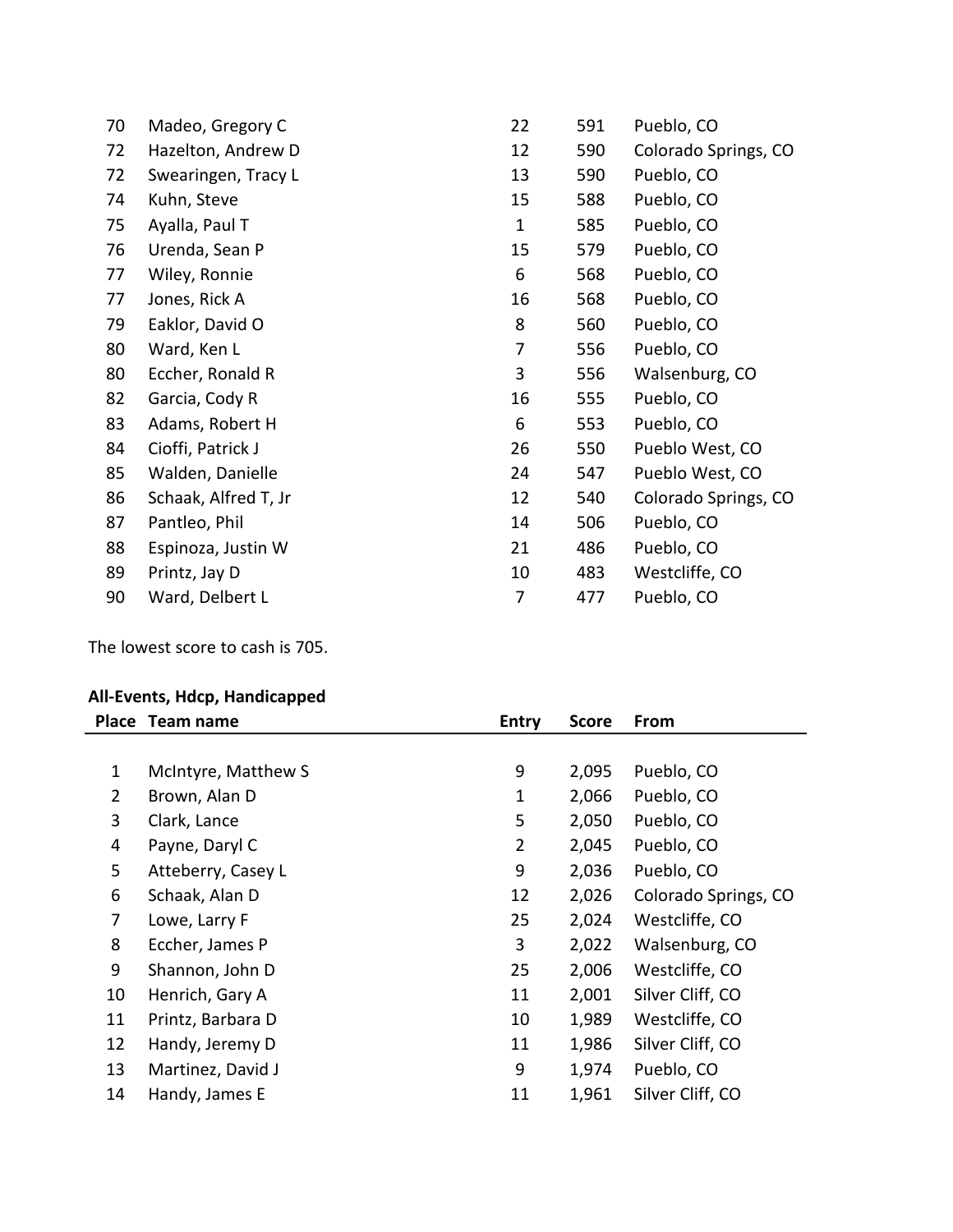| | | | | |
|---|---|---|---|---|
| 70 | Madeo, Gregory C | 22 | 591 | Pueblo, CO |
| 72 | Hazelton, Andrew D | 12 | 590 | Colorado Springs, CO |
| 72 | Swearingen, Tracy L | 13 | 590 | Pueblo, CO |
| 74 | Kuhn, Steve | 15 | 588 | Pueblo, CO |
| 75 | Ayalla, Paul T | 1 | 585 | Pueblo, CO |
| 76 | Urenda, Sean P | 15 | 579 | Pueblo, CO |
| 77 | Wiley, Ronnie | 6 | 568 | Pueblo, CO |
| 77 | Jones, Rick A | 16 | 568 | Pueblo, CO |
| 79 | Eaklor, David O | 8 | 560 | Pueblo, CO |
| 80 | Ward, Ken L | 7 | 556 | Pueblo, CO |
| 80 | Eccher, Ronald R | 3 | 556 | Walsenburg, CO |
| 82 | Garcia, Cody R | 16 | 555 | Pueblo, CO |
| 83 | Adams, Robert H | 6 | 553 | Pueblo, CO |
| 84 | Cioffi, Patrick J | 26 | 550 | Pueblo West, CO |
| 85 | Walden, Danielle | 24 | 547 | Pueblo West, CO |
| 86 | Schaak, Alfred T, Jr | 12 | 540 | Colorado Springs, CO |
| 87 | Pantleo, Phil | 14 | 506 | Pueblo, CO |
| 88 | Espinoza, Justin W | 21 | 486 | Pueblo, CO |
| 89 | Printz, Jay D | 10 | 483 | Westcliffe, CO |
| 90 | Ward, Delbert L | 7 | 477 | Pueblo, CO |

The lowest score to cash is 705.

**All-Events, Hdcp, Handicapped**

| Place | Team name | Entry | Score | From |
|---|---|---|---|---|
| 1 | McIntyre, Matthew S | 9 | 2,095 | Pueblo, CO |
| 2 | Brown, Alan D | 1 | 2,066 | Pueblo, CO |
| 3 | Clark, Lance | 5 | 2,050 | Pueblo, CO |
| 4 | Payne, Daryl C | 2 | 2,045 | Pueblo, CO |
| 5 | Atteberry, Casey L | 9 | 2,036 | Pueblo, CO |
| 6 | Schaak, Alan D | 12 | 2,026 | Colorado Springs, CO |
| 7 | Lowe, Larry F | 25 | 2,024 | Westcliffe, CO |
| 8 | Eccher, James P | 3 | 2,022 | Walsenburg, CO |
| 9 | Shannon, John D | 25 | 2,006 | Westcliffe, CO |
| 10 | Henrich, Gary A | 11 | 2,001 | Silver Cliff, CO |
| 11 | Printz, Barbara D | 10 | 1,989 | Westcliffe, CO |
| 12 | Handy, Jeremy D | 11 | 1,986 | Silver Cliff, CO |
| 13 | Martinez, David J | 9 | 1,974 | Pueblo, CO |
| 14 | Handy, James E | 11 | 1,961 | Silver Cliff, CO |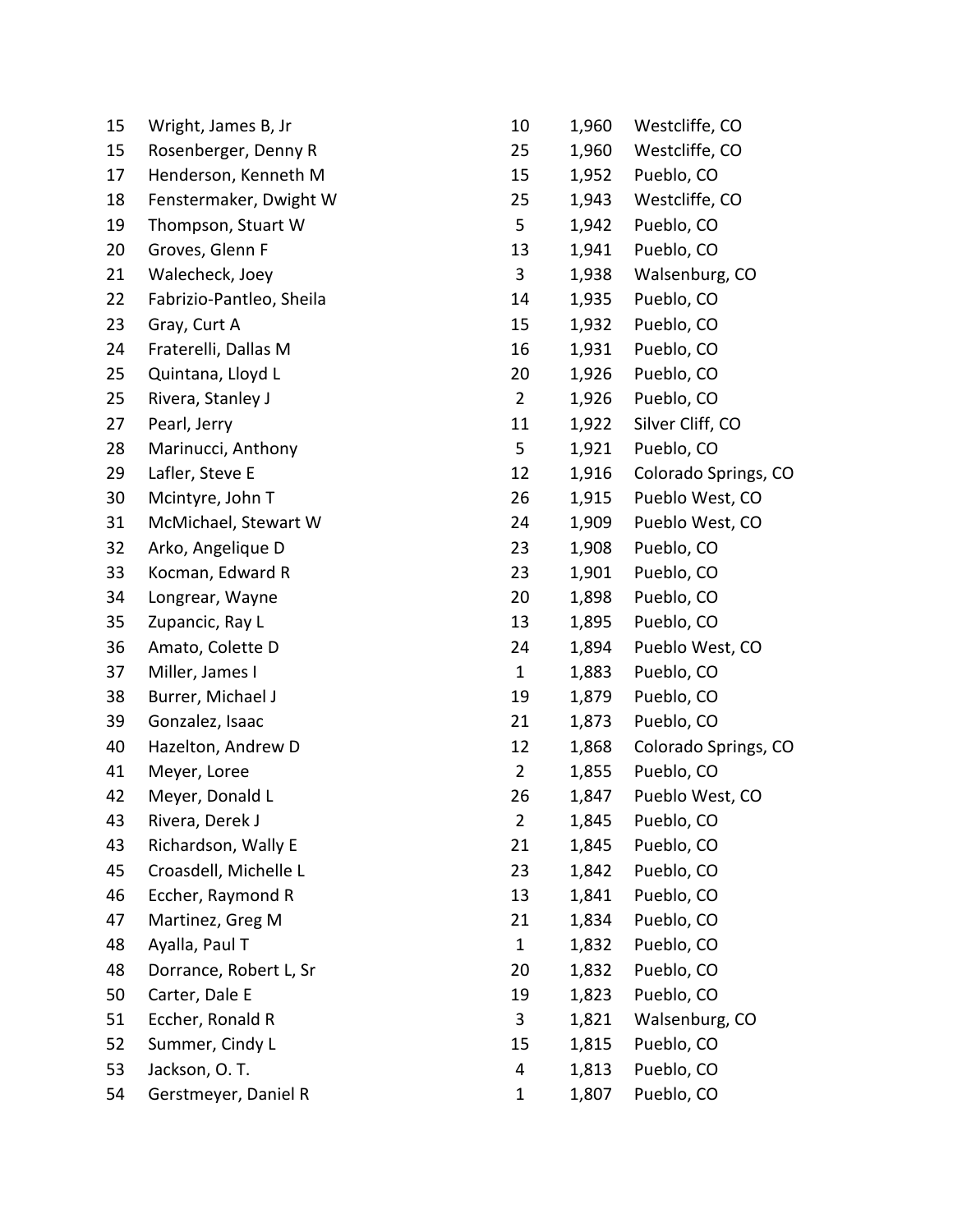| | | | | |
|---|---|---|---|---|
| 15 | Wright, James B, Jr | 10 | 1,960 | Westcliffe, CO |
| 15 | Rosenberger, Denny R | 25 | 1,960 | Westcliffe, CO |
| 17 | Henderson, Kenneth M | 15 | 1,952 | Pueblo, CO |
| 18 | Fenstermaker, Dwight W | 25 | 1,943 | Westcliffe, CO |
| 19 | Thompson, Stuart W | 5 | 1,942 | Pueblo, CO |
| 20 | Groves, Glenn F | 13 | 1,941 | Pueblo, CO |
| 21 | Walecheck, Joey | 3 | 1,938 | Walsenburg, CO |
| 22 | Fabrizio-Pantleo, Sheila | 14 | 1,935 | Pueblo, CO |
| 23 | Gray, Curt A | 15 | 1,932 | Pueblo, CO |
| 24 | Fraterelli, Dallas M | 16 | 1,931 | Pueblo, CO |
| 25 | Quintana, Lloyd L | 20 | 1,926 | Pueblo, CO |
| 25 | Rivera, Stanley J | 2 | 1,926 | Pueblo, CO |
| 27 | Pearl, Jerry | 11 | 1,922 | Silver Cliff, CO |
| 28 | Marinucci, Anthony | 5 | 1,921 | Pueblo, CO |
| 29 | Lafler, Steve E | 12 | 1,916 | Colorado Springs, CO |
| 30 | Mcintyre, John T | 26 | 1,915 | Pueblo West, CO |
| 31 | McMichael, Stewart W | 24 | 1,909 | Pueblo West, CO |
| 32 | Arko, Angelique D | 23 | 1,908 | Pueblo, CO |
| 33 | Kocman, Edward R | 23 | 1,901 | Pueblo, CO |
| 34 | Longrear, Wayne | 20 | 1,898 | Pueblo, CO |
| 35 | Zupancic, Ray L | 13 | 1,895 | Pueblo, CO |
| 36 | Amato, Colette D | 24 | 1,894 | Pueblo West, CO |
| 37 | Miller, James I | 1 | 1,883 | Pueblo, CO |
| 38 | Burrer, Michael J | 19 | 1,879 | Pueblo, CO |
| 39 | Gonzalez, Isaac | 21 | 1,873 | Pueblo, CO |
| 40 | Hazelton, Andrew D | 12 | 1,868 | Colorado Springs, CO |
| 41 | Meyer, Loree | 2 | 1,855 | Pueblo, CO |
| 42 | Meyer, Donald L | 26 | 1,847 | Pueblo West, CO |
| 43 | Rivera, Derek J | 2 | 1,845 | Pueblo, CO |
| 43 | Richardson, Wally E | 21 | 1,845 | Pueblo, CO |
| 45 | Croasdell, Michelle L | 23 | 1,842 | Pueblo, CO |
| 46 | Eccher, Raymond R | 13 | 1,841 | Pueblo, CO |
| 47 | Martinez, Greg M | 21 | 1,834 | Pueblo, CO |
| 48 | Ayalla, Paul T | 1 | 1,832 | Pueblo, CO |
| 48 | Dorrance, Robert L, Sr | 20 | 1,832 | Pueblo, CO |
| 50 | Carter, Dale E | 19 | 1,823 | Pueblo, CO |
| 51 | Eccher, Ronald R | 3 | 1,821 | Walsenburg, CO |
| 52 | Summer, Cindy L | 15 | 1,815 | Pueblo, CO |
| 53 | Jackson, O. T. | 4 | 1,813 | Pueblo, CO |
| 54 | Gerstmeyer, Daniel R | 1 | 1,807 | Pueblo, CO |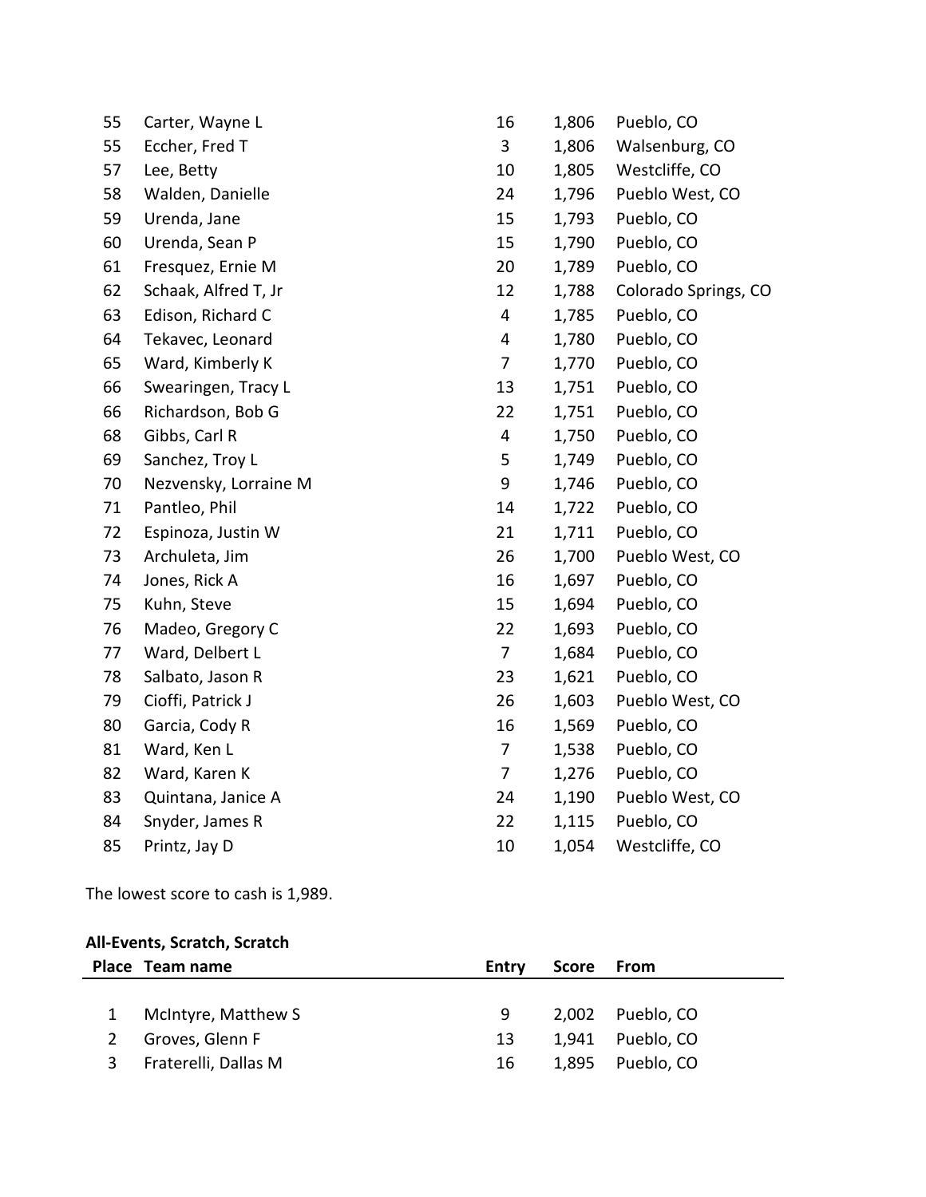| Place | Team name | Entry | Score | From |
|---|---|---|---|---|
| 55 | Carter, Wayne L | 16 | 1,806 | Pueblo, CO |
| 55 | Eccher, Fred T | 3 | 1,806 | Walsenburg, CO |
| 57 | Lee, Betty | 10 | 1,805 | Westcliffe, CO |
| 58 | Walden, Danielle | 24 | 1,796 | Pueblo West, CO |
| 59 | Urenda, Jane | 15 | 1,793 | Pueblo, CO |
| 60 | Urenda, Sean P | 15 | 1,790 | Pueblo, CO |
| 61 | Fresquez, Ernie M | 20 | 1,789 | Pueblo, CO |
| 62 | Schaak, Alfred T, Jr | 12 | 1,788 | Colorado Springs, CO |
| 63 | Edison, Richard C | 4 | 1,785 | Pueblo, CO |
| 64 | Tekavec, Leonard | 4 | 1,780 | Pueblo, CO |
| 65 | Ward, Kimberly K | 7 | 1,770 | Pueblo, CO |
| 66 | Swearingen, Tracy L | 13 | 1,751 | Pueblo, CO |
| 66 | Richardson, Bob G | 22 | 1,751 | Pueblo, CO |
| 68 | Gibbs, Carl R | 4 | 1,750 | Pueblo, CO |
| 69 | Sanchez, Troy L | 5 | 1,749 | Pueblo, CO |
| 70 | Nezvensky, Lorraine M | 9 | 1,746 | Pueblo, CO |
| 71 | Pantleo, Phil | 14 | 1,722 | Pueblo, CO |
| 72 | Espinoza, Justin W | 21 | 1,711 | Pueblo, CO |
| 73 | Archuleta, Jim | 26 | 1,700 | Pueblo West, CO |
| 74 | Jones, Rick A | 16 | 1,697 | Pueblo, CO |
| 75 | Kuhn, Steve | 15 | 1,694 | Pueblo, CO |
| 76 | Madeo, Gregory C | 22 | 1,693 | Pueblo, CO |
| 77 | Ward, Delbert L | 7 | 1,684 | Pueblo, CO |
| 78 | Salbato, Jason R | 23 | 1,621 | Pueblo, CO |
| 79 | Cioffi, Patrick J | 26 | 1,603 | Pueblo West, CO |
| 80 | Garcia, Cody R | 16 | 1,569 | Pueblo, CO |
| 81 | Ward, Ken L | 7 | 1,538 | Pueblo, CO |
| 82 | Ward, Karen K | 7 | 1,276 | Pueblo, CO |
| 83 | Quintana, Janice A | 24 | 1,190 | Pueblo West, CO |
| 84 | Snyder, James R | 22 | 1,115 | Pueblo, CO |
| 85 | Printz, Jay D | 10 | 1,054 | Westcliffe, CO |

The lowest score to cash is 1,989.

**All-Events, Scratch, Scratch**

| Place | Team name | Entry | Score | From |
|---|---|---|---|---|
| 1 | McIntyre, Matthew S | 9 | 2,002 | Pueblo, CO |
| 2 | Groves, Glenn F | 13 | 1,941 | Pueblo, CO |
| 3 | Fraterelli, Dallas M | 16 | 1,895 | Pueblo, CO |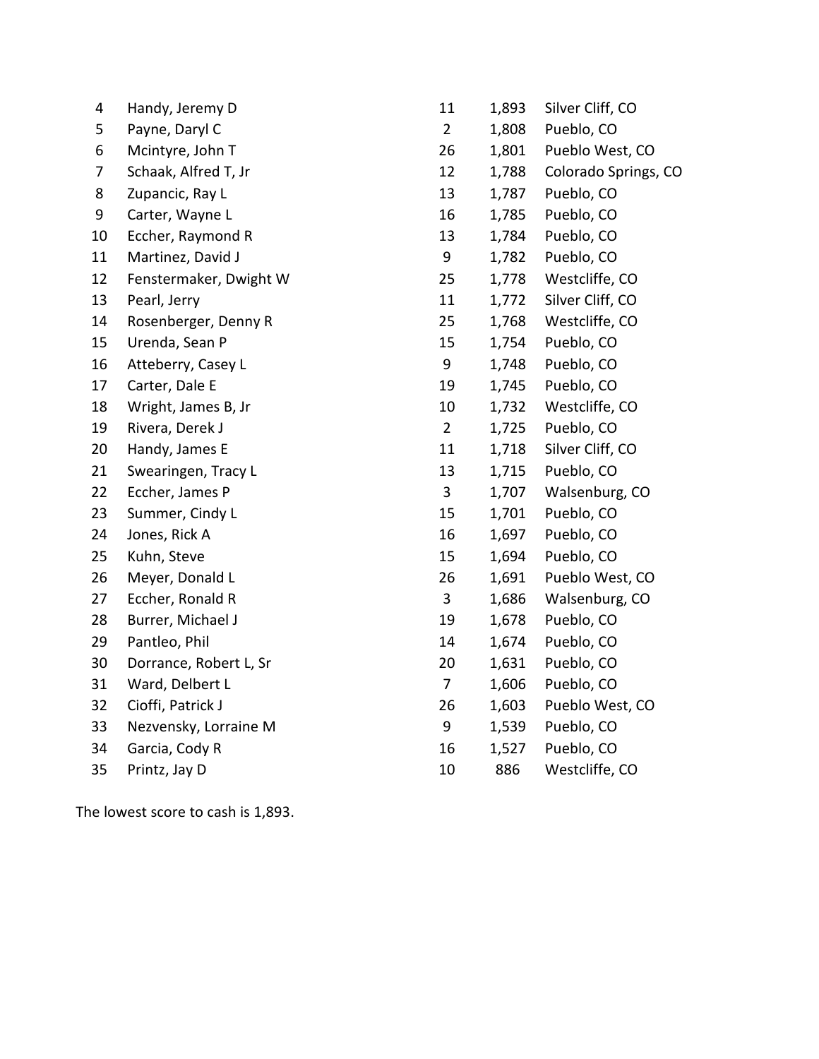| | | | | |
|---|---|---|---|---|
| 4 | Handy, Jeremy D | 11 | 1,893 | Silver Cliff, CO |
| 5 | Payne, Daryl C | 2 | 1,808 | Pueblo, CO |
| 6 | Mcintyre, John T | 26 | 1,801 | Pueblo West, CO |
| 7 | Schaak, Alfred T, Jr | 12 | 1,788 | Colorado Springs, CO |
| 8 | Zupancic, Ray L | 13 | 1,787 | Pueblo, CO |
| 9 | Carter, Wayne L | 16 | 1,785 | Pueblo, CO |
| 10 | Eccher, Raymond R | 13 | 1,784 | Pueblo, CO |
| 11 | Martinez, David J | 9 | 1,782 | Pueblo, CO |
| 12 | Fenstermaker, Dwight W | 25 | 1,778 | Westcliffe, CO |
| 13 | Pearl, Jerry | 11 | 1,772 | Silver Cliff, CO |
| 14 | Rosenberger, Denny R | 25 | 1,768 | Westcliffe, CO |
| 15 | Urenda, Sean P | 15 | 1,754 | Pueblo, CO |
| 16 | Atteberry, Casey L | 9 | 1,748 | Pueblo, CO |
| 17 | Carter, Dale E | 19 | 1,745 | Pueblo, CO |
| 18 | Wright, James B, Jr | 10 | 1,732 | Westcliffe, CO |
| 19 | Rivera, Derek J | 2 | 1,725 | Pueblo, CO |
| 20 | Handy, James E | 11 | 1,718 | Silver Cliff, CO |
| 21 | Swearingen, Tracy L | 13 | 1,715 | Pueblo, CO |
| 22 | Eccher, James P | 3 | 1,707 | Walsenburg, CO |
| 23 | Summer, Cindy L | 15 | 1,701 | Pueblo, CO |
| 24 | Jones, Rick A | 16 | 1,697 | Pueblo, CO |
| 25 | Kuhn, Steve | 15 | 1,694 | Pueblo, CO |
| 26 | Meyer, Donald L | 26 | 1,691 | Pueblo West, CO |
| 27 | Eccher, Ronald R | 3 | 1,686 | Walsenburg, CO |
| 28 | Burrer, Michael J | 19 | 1,678 | Pueblo, CO |
| 29 | Pantleo, Phil | 14 | 1,674 | Pueblo, CO |
| 30 | Dorrance, Robert L, Sr | 20 | 1,631 | Pueblo, CO |
| 31 | Ward, Delbert L | 7 | 1,606 | Pueblo, CO |
| 32 | Cioffi, Patrick J | 26 | 1,603 | Pueblo West, CO |
| 33 | Nezvensky, Lorraine M | 9 | 1,539 | Pueblo, CO |
| 34 | Garcia, Cody R | 16 | 1,527 | Pueblo, CO |
| 35 | Printz, Jay D | 10 | 886 | Westcliffe, CO |

The lowest score to cash is 1,893.